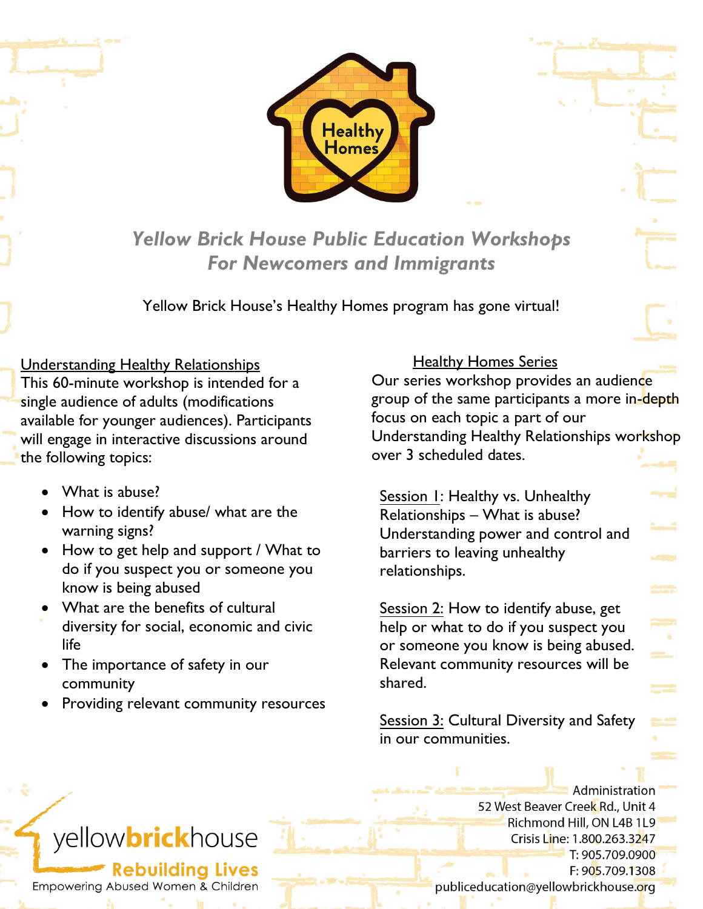Healthy Homes

# *Yellow Brick House Public Education Workshops For Newcomers and Immigrants*

Yellow Brick House's Healthy Homes program has gone virtual!

## Understanding Healthy Relationships

This 60-minute workshop is intended for a single audience of adults (modifications available for younger audiences). Participants will engage in interactive discussions around the following topics:

- What is abuse?
- How to identify abuse/ what are the warning signs?
- How to get help and support / What to do if you suspect you or someone you know is being abused
- What are the benefits of cultural diversity for social, economic and civic life
- The importance of safety in our community
- Providing relevant community resources

## Healthy Homes Series

Our series workshop provides an audience group of the same participants a more in-depth focus on each topic a part of our Understanding Healthy Relationships workshop over 3 scheduled dates.

Session 1: Healthy vs. Unhealthy Relationships – What is abuse? Understanding power and control and barriers to leaving unhealthy relationships.

Session 2: How to identify abuse, get help or what to do if you suspect you or someone you know is being abused. Relevant community resources will be shared.

Session 3: Cultural Diversity and Safety in our communities.

yellowbrickhouse
Rebuilding Lives
Empowering Abused Women & Children

Administration
52 West Beaver Creek Rd., Unit 4
Richmond Hill, ON L4B 1L9
Crisis Line: 1.800.263.3247
T: 905.709.0900
F: 905.709.1308
publiceducation@yellowbrickhouse.org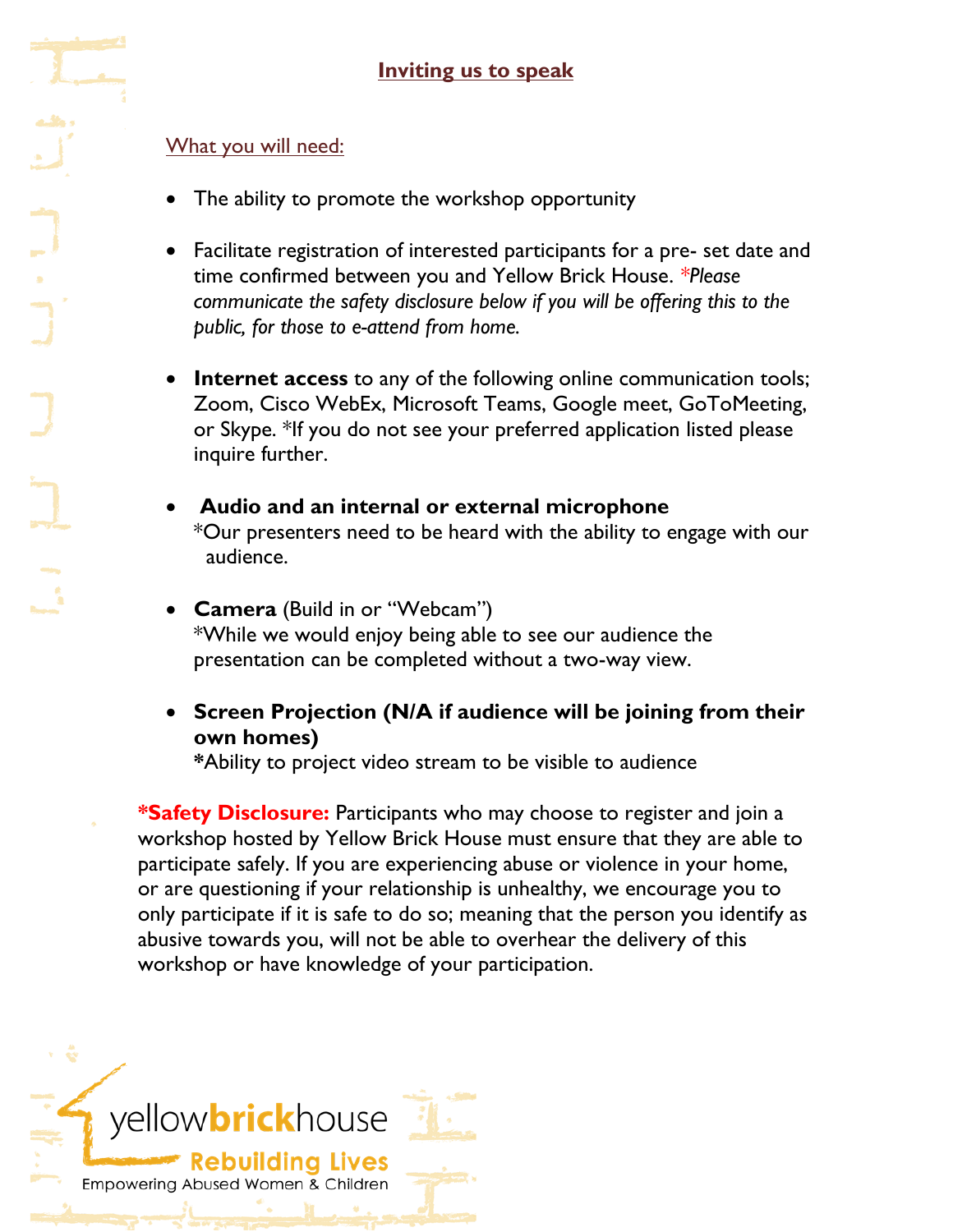## Inviting us to speak

What you will need:

- The ability to promote the workshop opportunity
- Facilitate registration of interested participants for a pre- set date and time confirmed between you and Yellow Brick House. **Please communicate the safety disclosure below if you will be offering this to the public, for those to e-attend from home.*
- **Internet access** to any of the following online communication tools; Zoom, Cisco WebEx, Microsoft Teams, Google meet, GoToMeeting, or Skype. *If you do not see your preferred application listed please inquire further.
- **Audio and an internal or external microphone**
  *Our presenters need to be heard with the ability to engage with our audience.
- **Camera** (Build in or "Webcam")
  *While we would enjoy being able to see our audience the presentation can be completed without a two-way view.
- **Screen Projection (N/A if audience will be joining from their own homes)**
  ***Ability to project video stream to be visible to audience

***Safety Disclosure:** Participants who may choose to register and join a workshop hosted by Yellow Brick House must ensure that they are able to participate safely. If you are experiencing abuse or violence in your home, or are questioning if your relationship is unhealthy, we encourage you to only participate if it is safe to do so; meaning that the person you identify as abusive towards you, will not be able to overhear the delivery of this workshop or have knowledge of your participation.

yellowbrickhouse
Rebuilding Lives
Empowering Abused Women & Children